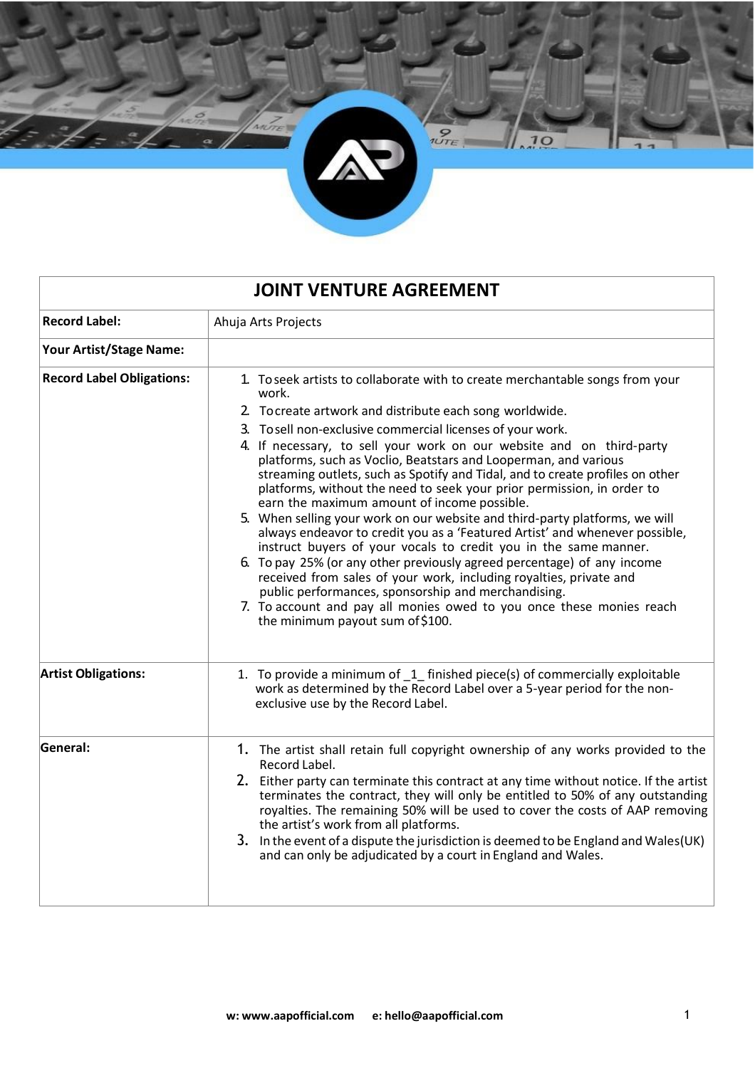| JOINT VENTURE AGREEMENT | |
|---|---|
| **Record Label:** | Ahuja Arts Projects |
| **Your Artist/Stage Name:** | |
| **Record Label Obligations:** | 1. To seek artists to collaborate with to create merchantable songs from your work.<br>2. To create artwork and distribute each song worldwide.<br>3. To sell non-exclusive commercial licenses of your work.<br>4. If necessary, to sell your work on our website and on third-party platforms, such as Voclio, Beatstars and Looperman, and various streaming outlets, such as Spotify and Tidal, and to create profiles on other platforms, without the need to seek your prior permission, in order to earn the maximum amount of income possible.<br>5. When selling your work on our website and third-party platforms, we will always endeavor to credit you as a 'Featured Artist' and whenever possible, instruct buyers of your vocals to credit you in the same manner.<br>6. To pay 25% (or any other previously agreed percentage) of any income received from sales of your work, including royalties, private and public performances, sponsorship and merchandising.<br>7. To account and pay all monies owed to you once these monies reach the minimum payout sum of $100. |
| **Artist Obligations:** | 1. To provide a minimum of _1_ finished piece(s) of commercially exploitable work as determined by the Record Label over a 5-year period for the non-exclusive use by the Record Label. |
| **General:** | 1. The artist shall retain full copyright ownership of any works provided to the Record Label.<br>2. Either party can terminate this contract at any time without notice. If the artist terminates the contract, they will only be entitled to 50% of any outstanding royalties. The remaining 50% will be used to cover the costs of AAP removing the artist's work from all platforms.<br>3. In the event of a dispute the jurisdiction is deemed to be England and Wales(UK) and can only be adjudicated by a court in England and Wales. |

**w: www.aapofficial.com** **e: hello@aapofficial.com**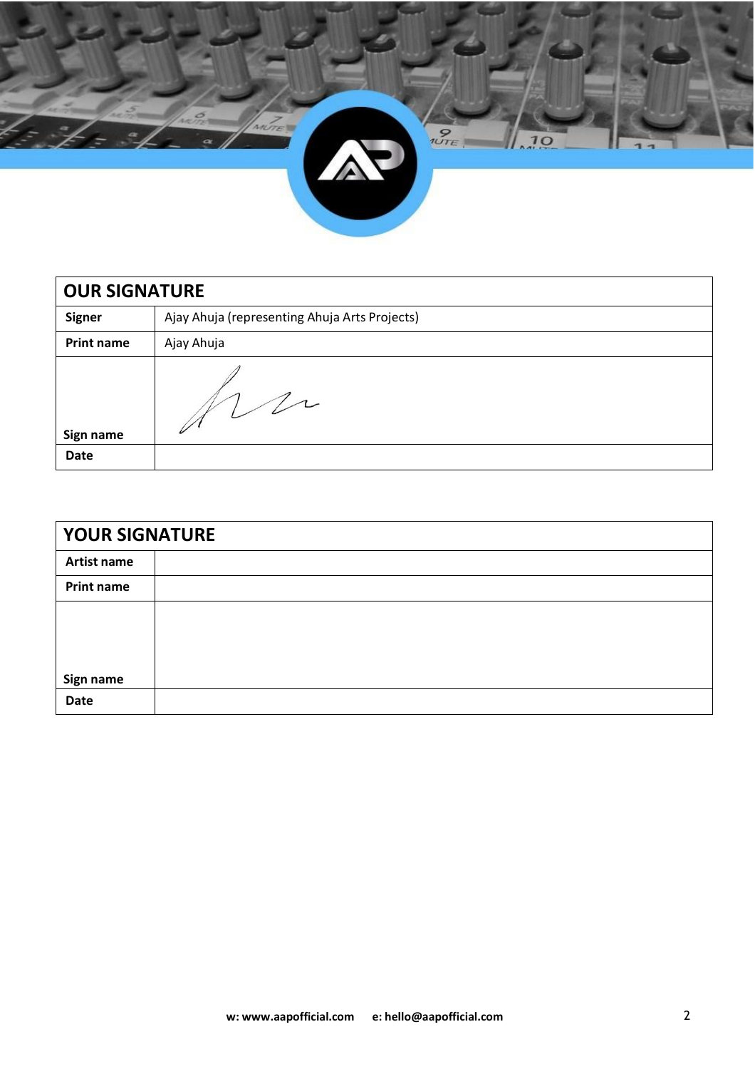| OUR SIGNATURE | |
|---|---|
| **Signer** | Ajay Ahuja (representing Ahuja Arts Projects) |
| **Print name** | Ajay Ahuja |
| **Sign name** | |
| **Date** | |

| YOUR SIGNATURE | |
|---|---|
| **Artist name** | |
| **Print name** | |
| **Sign name** | |
| **Date** | |

**w: www.aapofficial.com e: hello@aapofficial.com**